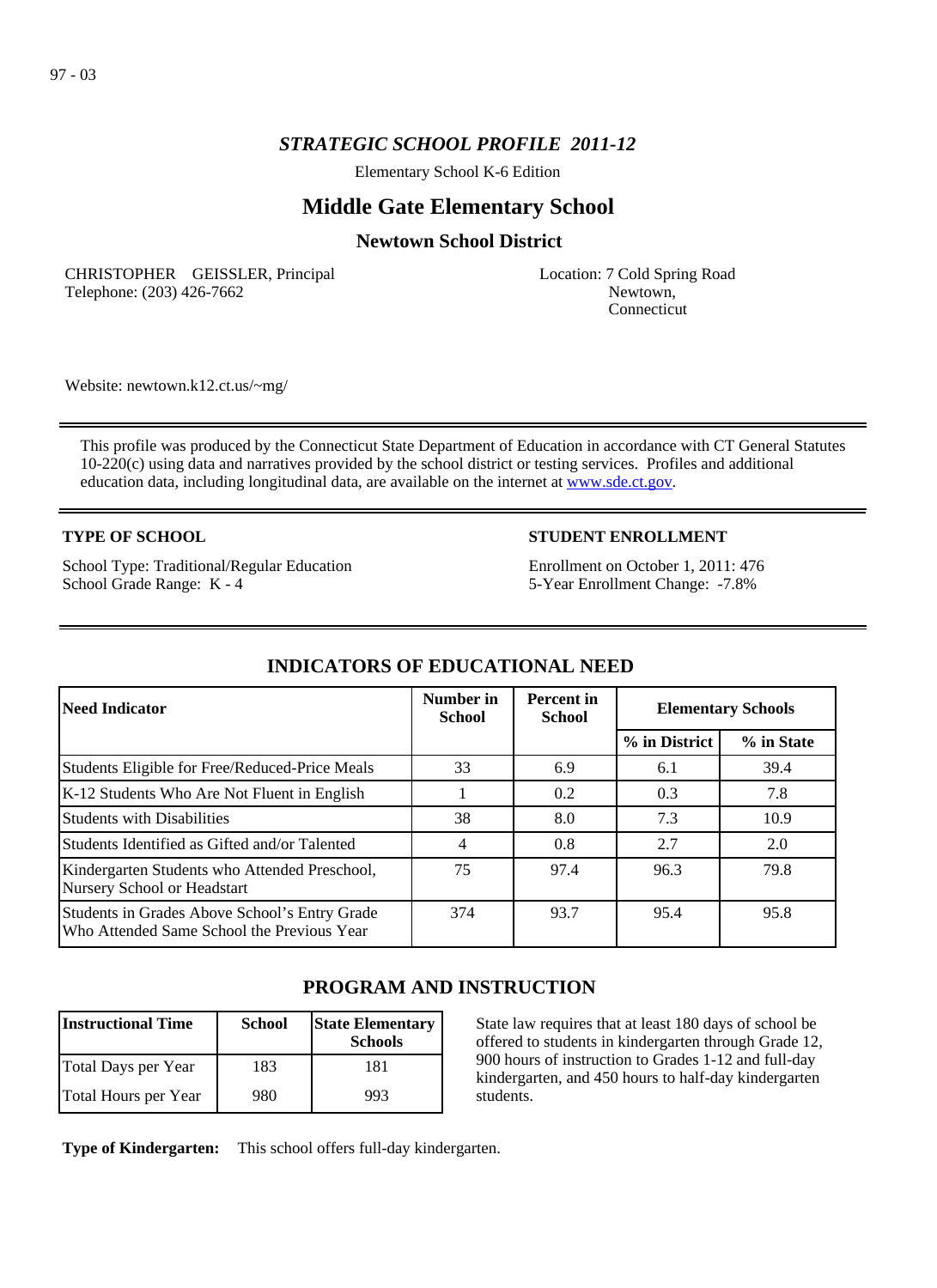97 - 03

*STRATEGIC SCHOOL PROFILE 2011-12*

Elementary School K-6 Edition

# Middle Gate Elementary School

## Newtown School District

CHRISTOPHER GEISSLER, Principal
Telephone: (203) 426-7662

Location: 7 Cold Spring Road
Newtown,
Connecticut

Website: newtown.k12.ct.us/~mg/

This profile was produced by the Connecticut State Department of Education in accordance with CT General Statutes 10-220(c) using data and narratives provided by the school district or testing services. Profiles and additional education data, including longitudinal data, are available on the internet at [www.sde.ct.gov](www.sde.ct.gov).

**TYPE OF SCHOOL**

School Type: Traditional/Regular Education
School Grade Range: K - 4

**STUDENT ENROLLMENT**

Enrollment on October 1, 2011: 476
5-Year Enrollment Change: -7.8%

## INDICATORS OF EDUCATIONAL NEED

| Need Indicator | Number in School | Percent in School | Elementary Schools | |
|---|---|---|---|---|
| | | | % in District | % in State |
| Students Eligible for Free/Reduced-Price Meals | 33 | 6.9 | 6.1 | 39.4 |
| K-12 Students Who Are Not Fluent in English | 1 | 0.2 | 0.3 | 7.8 |
| Students with Disabilities | 38 | 8.0 | 7.3 | 10.9 |
| Students Identified as Gifted and/or Talented | 4 | 0.8 | 2.7 | 2.0 |
| Kindergarten Students who Attended Preschool, Nursery School or Headstart | 75 | 97.4 | 96.3 | 79.8 |
| Students in Grades Above School's Entry Grade Who Attended Same School the Previous Year | 374 | 93.7 | 95.4 | 95.8 |

## PROGRAM AND INSTRUCTION

| Instructional Time | School | State Elementary Schools |
|---|---|---|
| Total Days per Year | 183 | 181 |
| Total Hours per Year | 980 | 993 |

State law requires that at least 180 days of school be offered to students in kindergarten through Grade 12, 900 hours of instruction to Grades 1-12 and full-day kindergarten, and 450 hours to half-day kindergarten students.

**Type of Kindergarten:** This school offers full-day kindergarten.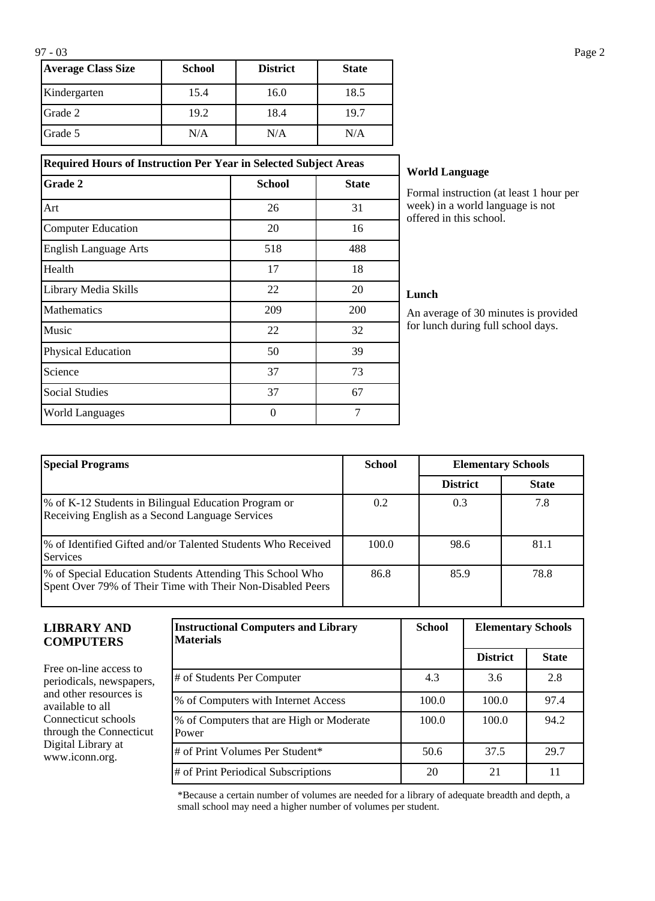| Average Class Size | School | District | State |
| --- | --- | --- | --- |
| Kindergarten | 15.4 | 16.0 | 18.5 |
| Grade 2 | 19.2 | 18.4 | 19.7 |
| Grade 5 | N/A | N/A | N/A |

| Required Hours of Instruction Per Year in Selected Subject Areas | | |
| --- | --- | --- |
| **Grade 2** | **School** | **State** |
| Art | 26 | 31 |
| Computer Education | 20 | 16 |
| English Language Arts | 518 | 488 |
| Health | 17 | 18 |
| Library Media Skills | 22 | 20 |
| Mathematics | 209 | 200 |
| Music | 22 | 32 |
| Physical Education | 50 | 39 |
| Science | 37 | 73 |
| Social Studies | 37 | 67 |
| World Languages | 0 | 7 |

**World Language**

Formal instruction (at least 1 hour per week) in a world language is not offered in this school.

**Lunch**

An average of 30 minutes is provided for lunch during full school days.

| Special Programs | School | Elementary Schools | |
| --- | --- | --- | --- |
| | | **District** | **State** |
| % of K-12 Students in Bilingual Education Program or Receiving English as a Second Language Services | 0.2 | 0.3 | 7.8 |
| % of Identified Gifted and/or Talented Students Who Received Services | 100.0 | 98.6 | 81.1 |
| % of Special Education Students Attending This School Who Spent Over 79% of Their Time with Their Non-Disabled Peers | 86.8 | 85.9 | 78.8 |

## LIBRARY AND COMPUTERS

Free on-line access to periodicals, newspapers, and other resources is available to all Connecticut schools through the Connecticut Digital Library at www.iconn.org.

| Instructional Computers and Library Materials | School | Elementary Schools | |
| --- | --- | --- | --- |
| | | **District** | **State** |
| # of Students Per Computer | 4.3 | 3.6 | 2.8 |
| % of Computers with Internet Access | 100.0 | 100.0 | 97.4 |
| % of Computers that are High or Moderate Power | 100.0 | 100.0 | 94.2 |
| # of Print Volumes Per Student* | 50.6 | 37.5 | 29.7 |
| # of Print Periodical Subscriptions | 20 | 21 | 11 |

*Because a certain number of volumes are needed for a library of adequate breadth and depth, a small school may need a higher number of volumes per student.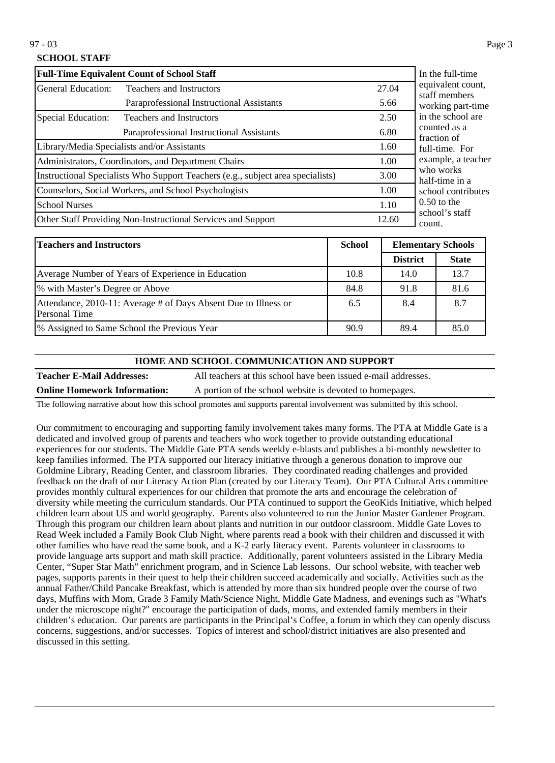## SCHOOL STAFF

| Full-Time Equivalent Count of School Staff | | |
|---|---|---|
| General Education: | Teachers and Instructors | 27.04 |
| | Paraprofessional Instructional Assistants | 5.66 |
| Special Education: | Teachers and Instructors | 2.50 |
| | Paraprofessional Instructional Assistants | 6.80 |
| Library/Media Specialists and/or Assistants | | 1.60 |
| Administrators, Coordinators, and Department Chairs | | 1.00 |
| Instructional Specialists Who Support Teachers (e.g., subject area specialists) | | 3.00 |
| Counselors, Social Workers, and School Psychologists | | 1.00 |
| School Nurses | | 1.10 |
| Other Staff Providing Non-Instructional Services and Support | | 12.60 |

In the full-time equivalent count, staff members working part-time in the school are counted as a fraction of full-time. For example, a teacher who works half-time in a school contributes 0.50 to the school's staff count.

| Teachers and Instructors | School | Elementary Schools | |
|---|---|---|---|
| | | District | State |
| Average Number of Years of Experience in Education | 10.8 | 14.0 | 13.7 |
| % with Master's Degree or Above | 84.8 | 91.8 | 81.6 |
| Attendance, 2010-11: Average # of Days Absent Due to Illness or Personal Time | 6.5 | 8.4 | 8.7 |
| % Assigned to Same School the Previous Year | 90.9 | 89.4 | 85.0 |

## HOME AND SCHOOL COMMUNICATION AND SUPPORT

**Teacher E-Mail Addresses:** All teachers at this school have been issued e-mail addresses.

**Online Homework Information:** A portion of the school website is devoted to homepages.

The following narrative about how this school promotes and supports parental involvement was submitted by this school.

Our commitment to encouraging and supporting family involvement takes many forms. The PTA at Middle Gate is a dedicated and involved group of parents and teachers who work together to provide outstanding educational experiences for our students. The Middle Gate PTA sends weekly e-blasts and publishes a bi-monthly newsletter to keep families informed. The PTA supported our literacy initiative through a generous donation to improve our Goldmine Library, Reading Center, and classroom libraries. They coordinated reading challenges and provided feedback on the draft of our Literacy Action Plan (created by our Literacy Team). Our PTA Cultural Arts committee provides monthly cultural experiences for our children that promote the arts and encourage the celebration of diversity while meeting the curriculum standards. Our PTA continued to support the GeoKids Initiative, which helped children learn about US and world geography. Parents also volunteered to run the Junior Master Gardener Program. Through this program our children learn about plants and nutrition in our outdoor classroom. Middle Gate Loves to Read Week included a Family Book Club Night, where parents read a book with their children and discussed it with other families who have read the same book, and a K-2 early literacy event. Parents volunteer in classrooms to provide language arts support and math skill practice. Additionally, parent volunteers assisted in the Library Media Center, "Super Star Math" enrichment program, and in Science Lab lessons. Our school website, with teacher web pages, supports parents in their quest to help their children succeed academically and socially. Activities such as the annual Father/Child Pancake Breakfast, which is attended by more than six hundred people over the course of two days, Muffins with Mom, Grade 3 Family Math/Science Night, Middle Gate Madness, and evenings such as "What's under the microscope night?" encourage the participation of dads, moms, and extended family members in their children's education. Our parents are participants in the Principal's Coffee, a forum in which they can openly discuss concerns, suggestions, and/or successes. Topics of interest and school/district initiatives are also presented and discussed in this setting.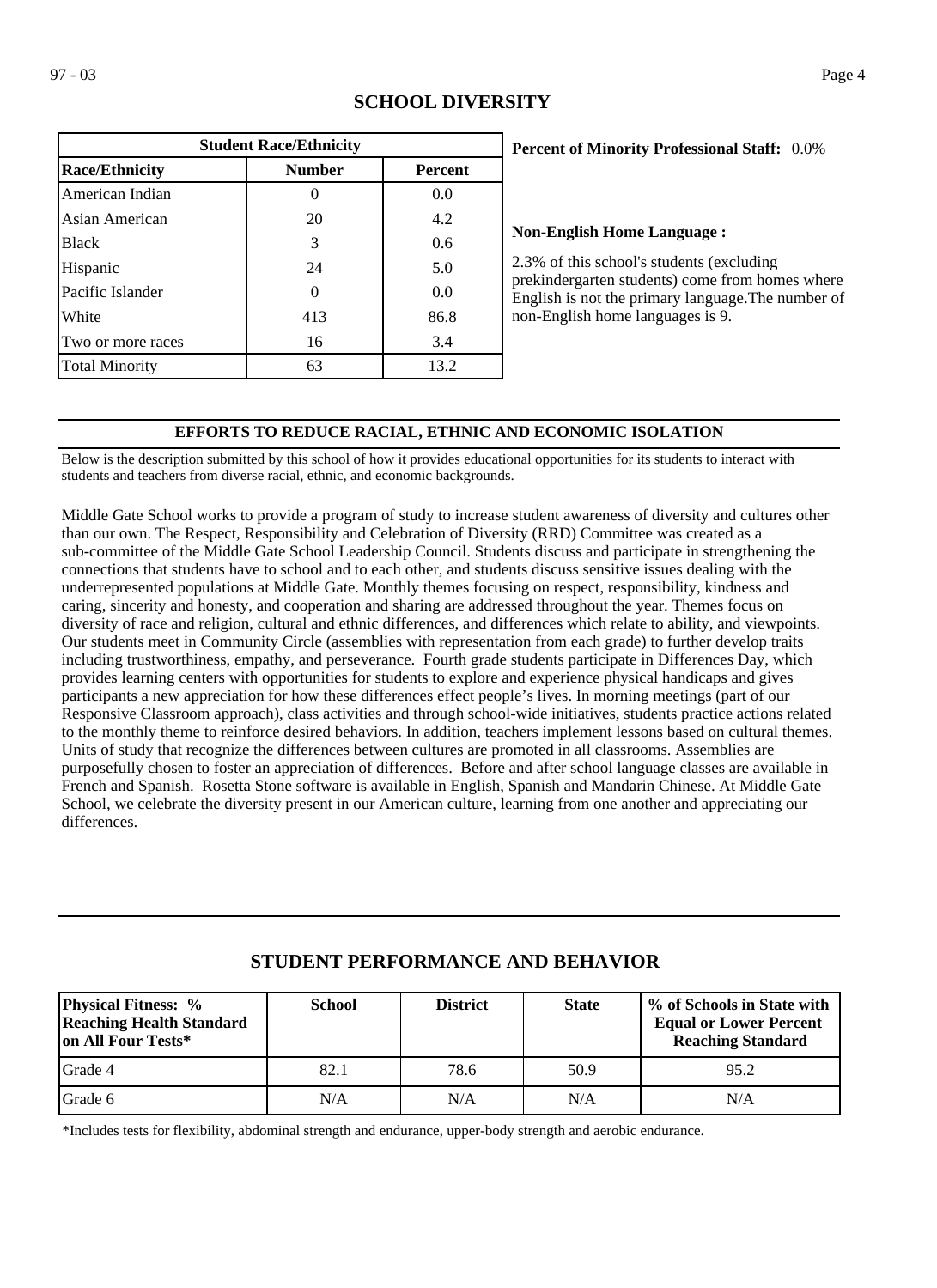## SCHOOL DIVERSITY

| Student Race/Ethnicity | | |
|---|---|---|
| **Race/Ethnicity** | **Number** | **Percent** |
| American Indian | 0 | 0.0 |
| Asian American | 20 | 4.2 |
| Black | 3 | 0.6 |
| Hispanic | 24 | 5.0 |
| Pacific Islander | 0 | 0.0 |
| White | 413 | 86.8 |
| Two or more races | 16 | 3.4 |
| Total Minority | 63 | 13.2 |

**Percent of Minority Professional Staff:** 0.0%

**Non-English Home Language :**

2.3% of this school's students (excluding prekindergarten students) come from homes where English is not the primary language.The number of non-English home languages is 9.

### EFFORTS TO REDUCE RACIAL, ETHNIC AND ECONOMIC ISOLATION

Below is the description submitted by this school of how it provides educational opportunities for its students to interact with students and teachers from diverse racial, ethnic, and economic backgrounds.

Middle Gate School works to provide a program of study to increase student awareness of diversity and cultures other than our own. The Respect, Responsibility and Celebration of Diversity (RRD) Committee was created as a sub-committee of the Middle Gate School Leadership Council. Students discuss and participate in strengthening the connections that students have to school and to each other, and students discuss sensitive issues dealing with the underrepresented populations at Middle Gate. Monthly themes focusing on respect, responsibility, kindness and caring, sincerity and honesty, and cooperation and sharing are addressed throughout the year. Themes focus on diversity of race and religion, cultural and ethnic differences, and differences which relate to ability, and viewpoints. Our students meet in Community Circle (assemblies with representation from each grade) to further develop traits including trustworthiness, empathy, and perseverance. Fourth grade students participate in Differences Day, which provides learning centers with opportunities for students to explore and experience physical handicaps and gives participants a new appreciation for how these differences effect people's lives. In morning meetings (part of our Responsive Classroom approach), class activities and through school-wide initiatives, students practice actions related to the monthly theme to reinforce desired behaviors. In addition, teachers implement lessons based on cultural themes. Units of study that recognize the differences between cultures are promoted in all classrooms. Assemblies are purposefully chosen to foster an appreciation of differences. Before and after school language classes are available in French and Spanish. Rosetta Stone software is available in English, Spanish and Mandarin Chinese. At Middle Gate School, we celebrate the diversity present in our American culture, learning from one another and appreciating our differences.

## STUDENT PERFORMANCE AND BEHAVIOR

| Physical Fitness: % Reaching Health Standard on All Four Tests* | School | District | State | % of Schools in State with Equal or Lower Percent Reaching Standard |
|---|---|---|---|---|
| Grade 4 | 82.1 | 78.6 | 50.9 | 95.2 |
| Grade 6 | N/A | N/A | N/A | N/A |

*Includes tests for flexibility, abdominal strength and endurance, upper-body strength and aerobic endurance.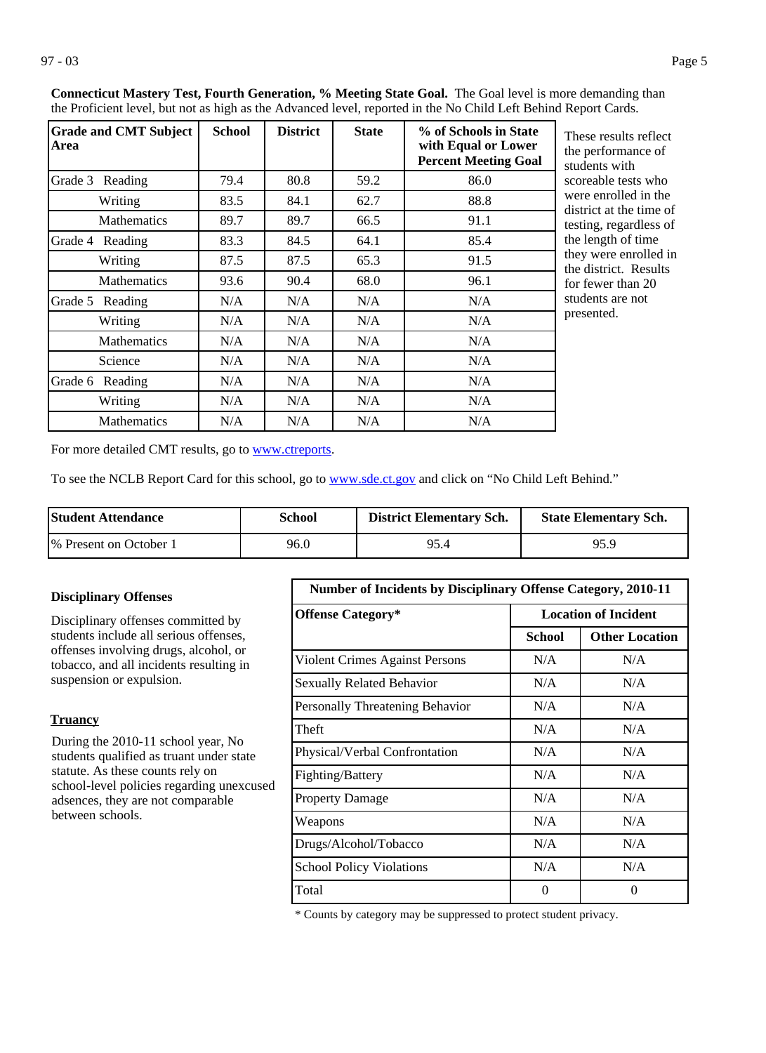**Connecticut Mastery Test, Fourth Generation, % Meeting State Goal.** The Goal level is more demanding than the Proficient level, but not as high as the Advanced level, reported in the No Child Left Behind Report Cards.

| Grade and CMT Subject Area | School | District | State | % of Schools in State with Equal or Lower Percent Meeting Goal |
|---|---|---|---|---|
| Grade 3 Reading | 79.4 | 80.8 | 59.2 | 86.0 |
| Writing | 83.5 | 84.1 | 62.7 | 88.8 |
| Mathematics | 89.7 | 89.7 | 66.5 | 91.1 |
| Grade 4 Reading | 83.3 | 84.5 | 64.1 | 85.4 |
| Writing | 87.5 | 87.5 | 65.3 | 91.5 |
| Mathematics | 93.6 | 90.4 | 68.0 | 96.1 |
| Grade 5 Reading | N/A | N/A | N/A | N/A |
| Writing | N/A | N/A | N/A | N/A |
| Mathematics | N/A | N/A | N/A | N/A |
| Science | N/A | N/A | N/A | N/A |
| Grade 6 Reading | N/A | N/A | N/A | N/A |
| Writing | N/A | N/A | N/A | N/A |
| Mathematics | N/A | N/A | N/A | N/A |

These results reflect the performance of students with scoreable tests who were enrolled in the district at the time of testing, regardless of the length of time they were enrolled in the district. Results for fewer than 20 students are not presented.

For more detailed CMT results, go to www.ctreports.

To see the NCLB Report Card for this school, go to www.sde.ct.gov and click on “No Child Left Behind.”

| Student Attendance | School | District Elementary Sch. | State Elementary Sch. |
|---|---|---|---|
| % Present on October 1 | 96.0 | 95.4 | 95.9 |

**Disciplinary Offenses**

Disciplinary offenses committed by students include all serious offenses, offenses involving drugs, alcohol, or tobacco, and all incidents resulting in suspension or expulsion.

**Truancy**

During the 2010-11 school year, No students qualified as truant under state statute. As these counts rely on school-level policies regarding unexcused adsences, they are not comparable between schools.

| Number of Incidents by Disciplinary Offense Category, 2010-11 | | |
|---|---|---|
| Offense Category* | Location of Incident | |
| | School | Other Location |
| Violent Crimes Against Persons | N/A | N/A |
| Sexually Related Behavior | N/A | N/A |
| Personally Threatening Behavior | N/A | N/A |
| Theft | N/A | N/A |
| Physical/Verbal Confrontation | N/A | N/A |
| Fighting/Battery | N/A | N/A |
| Property Damage | N/A | N/A |
| Weapons | N/A | N/A |
| Drugs/Alcohol/Tobacco | N/A | N/A |
| School Policy Violations | N/A | N/A |
| Total | 0 | 0 |

* Counts by category may be suppressed to protect student privacy.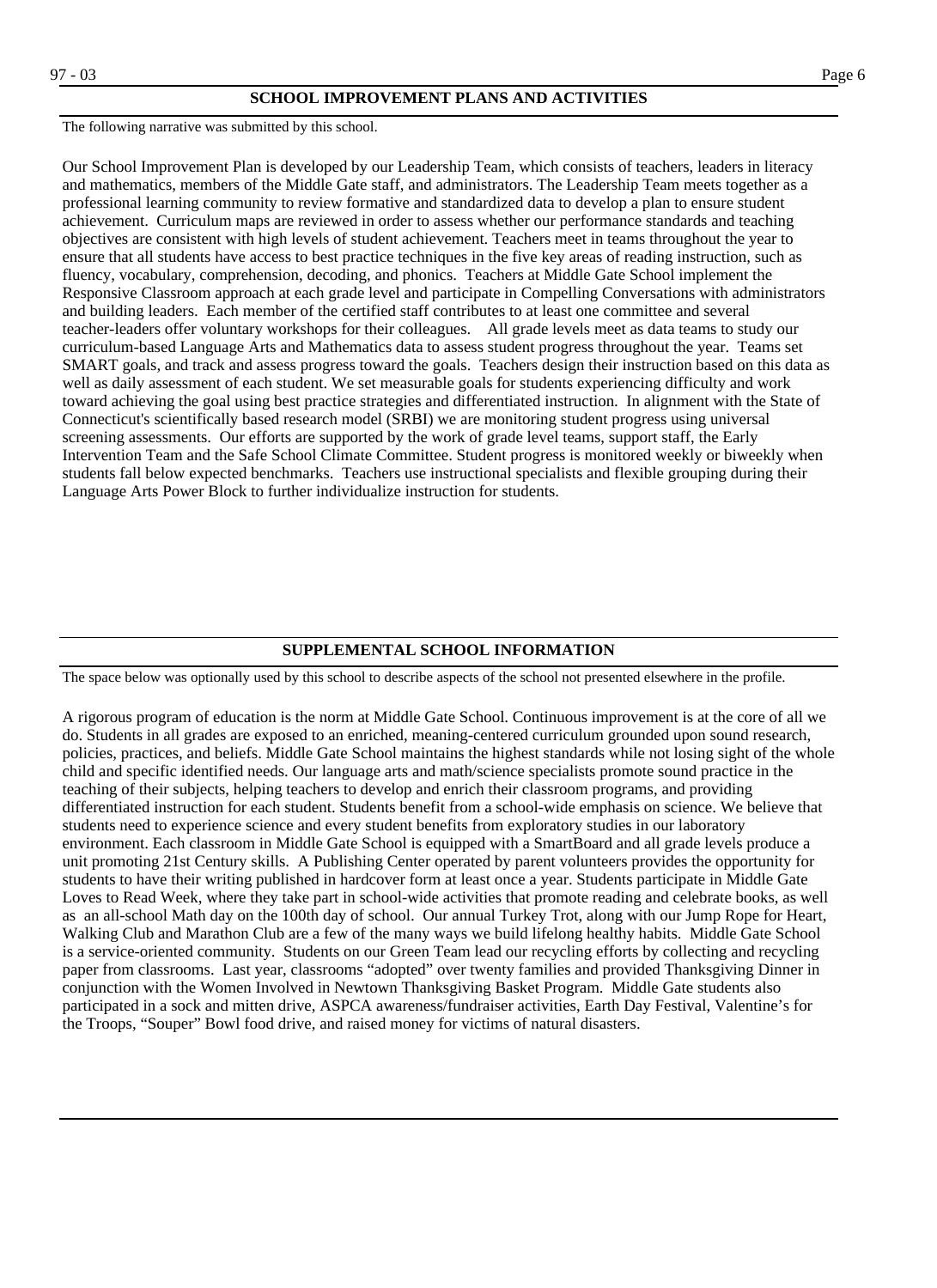## SCHOOL IMPROVEMENT PLANS AND ACTIVITIES

The following narrative was submitted by this school.

Our School Improvement Plan is developed by our Leadership Team, which consists of teachers, leaders in literacy and mathematics, members of the Middle Gate staff, and administrators. The Leadership Team meets together as a professional learning community to review formative and standardized data to develop a plan to ensure student achievement. Curriculum maps are reviewed in order to assess whether our performance standards and teaching objectives are consistent with high levels of student achievement. Teachers meet in teams throughout the year to ensure that all students have access to best practice techniques in the five key areas of reading instruction, such as fluency, vocabulary, comprehension, decoding, and phonics. Teachers at Middle Gate School implement the Responsive Classroom approach at each grade level and participate in Compelling Conversations with administrators and building leaders. Each member of the certified staff contributes to at least one committee and several teacher-leaders offer voluntary workshops for their colleagues. All grade levels meet as data teams to study our curriculum-based Language Arts and Mathematics data to assess student progress throughout the year. Teams set SMART goals, and track and assess progress toward the goals. Teachers design their instruction based on this data as well as daily assessment of each student. We set measurable goals for students experiencing difficulty and work toward achieving the goal using best practice strategies and differentiated instruction. In alignment with the State of Connecticut's scientifically based research model (SRBI) we are monitoring student progress using universal screening assessments. Our efforts are supported by the work of grade level teams, support staff, the Early Intervention Team and the Safe School Climate Committee. Student progress is monitored weekly or biweekly when students fall below expected benchmarks. Teachers use instructional specialists and flexible grouping during their Language Arts Power Block to further individualize instruction for students.

## SUPPLEMENTAL SCHOOL INFORMATION

The space below was optionally used by this school to describe aspects of the school not presented elsewhere in the profile.

A rigorous program of education is the norm at Middle Gate School. Continuous improvement is at the core of all we do. Students in all grades are exposed to an enriched, meaning-centered curriculum grounded upon sound research, policies, practices, and beliefs. Middle Gate School maintains the highest standards while not losing sight of the whole child and specific identified needs. Our language arts and math/science specialists promote sound practice in the teaching of their subjects, helping teachers to develop and enrich their classroom programs, and providing differentiated instruction for each student. Students benefit from a school-wide emphasis on science. We believe that students need to experience science and every student benefits from exploratory studies in our laboratory environment. Each classroom in Middle Gate School is equipped with a SmartBoard and all grade levels produce a unit promoting 21st Century skills. A Publishing Center operated by parent volunteers provides the opportunity for students to have their writing published in hardcover form at least once a year. Students participate in Middle Gate Loves to Read Week, where they take part in school-wide activities that promote reading and celebrate books, as well as an all-school Math day on the 100th day of school. Our annual Turkey Trot, along with our Jump Rope for Heart, Walking Club and Marathon Club are a few of the many ways we build lifelong healthy habits. Middle Gate School is a service-oriented community. Students on our Green Team lead our recycling efforts by collecting and recycling paper from classrooms. Last year, classrooms "adopted" over twenty families and provided Thanksgiving Dinner in conjunction with the Women Involved in Newtown Thanksgiving Basket Program. Middle Gate students also participated in a sock and mitten drive, ASPCA awareness/fundraiser activities, Earth Day Festival, Valentine's for the Troops, "Souper" Bowl food drive, and raised money for victims of natural disasters.